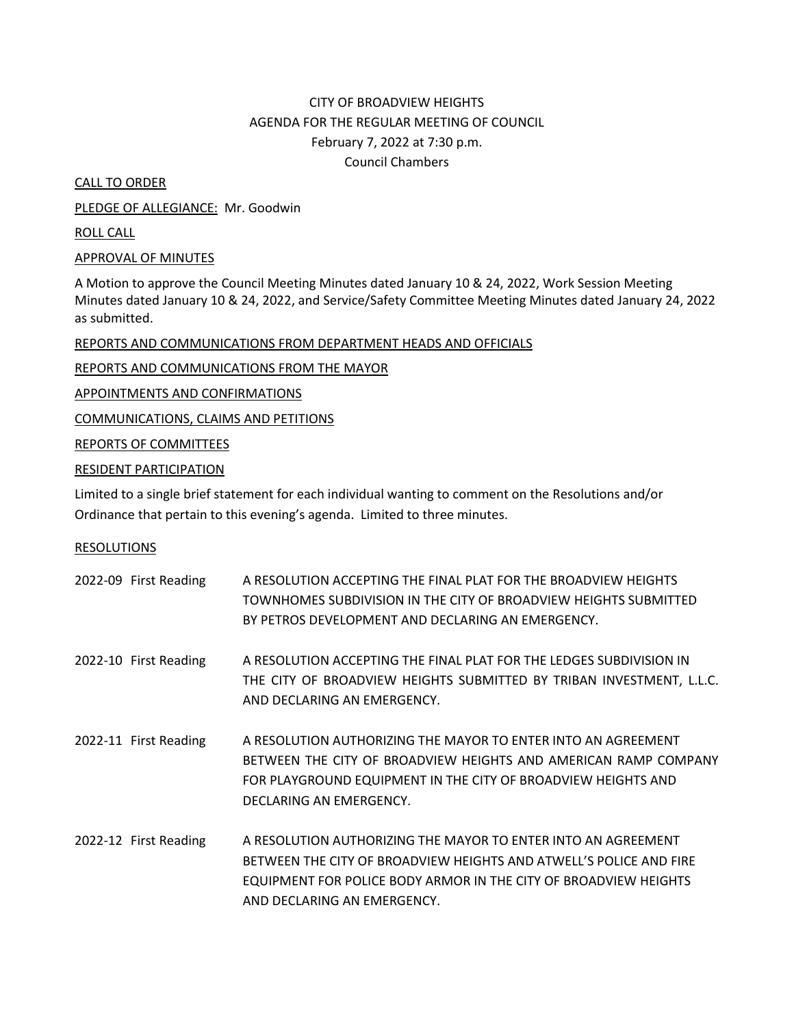CITY OF BROADVIEW HEIGHTS
AGENDA FOR THE REGULAR MEETING OF COUNCIL
February 7, 2022 at 7:30 p.m.
Council Chambers

CALL TO ORDER

PLEDGE OF ALLEGIANCE: Mr. Goodwin

ROLL CALL

APPROVAL OF MINUTES

A Motion to approve the Council Meeting Minutes dated January 10 & 24, 2022, Work Session Meeting Minutes dated January 10 & 24, 2022, and Service/Safety Committee Meeting Minutes dated January 24, 2022 as submitted.

REPORTS AND COMMUNICATIONS FROM DEPARTMENT HEADS AND OFFICIALS

REPORTS AND COMMUNICATIONS FROM THE MAYOR

APPOINTMENTS AND CONFIRMATIONS

COMMUNICATIONS, CLAIMS AND PETITIONS

REPORTS OF COMMITTEES

RESIDENT PARTICIPATION

Limited to a single brief statement for each individual wanting to comment on the Resolutions and/or Ordinance that pertain to this evening's agenda. Limited to three minutes.

RESOLUTIONS

2022-09 First Reading — A RESOLUTION ACCEPTING THE FINAL PLAT FOR THE BROADVIEW HEIGHTS TOWNHOMES SUBDIVISION IN THE CITY OF BROADVIEW HEIGHTS SUBMITTED BY PETROS DEVELOPMENT AND DECLARING AN EMERGENCY.

2022-10 First Reading — A RESOLUTION ACCEPTING THE FINAL PLAT FOR THE LEDGES SUBDIVISION IN THE CITY OF BROADVIEW HEIGHTS SUBMITTED BY TRIBAN INVESTMENT, L.L.C. AND DECLARING AN EMERGENCY.

2022-11 First Reading — A RESOLUTION AUTHORIZING THE MAYOR TO ENTER INTO AN AGREEMENT BETWEEN THE CITY OF BROADVIEW HEIGHTS AND AMERICAN RAMP COMPANY FOR PLAYGROUND EQUIPMENT IN THE CITY OF BROADVIEW HEIGHTS AND DECLARING AN EMERGENCY.

2022-12 First Reading — A RESOLUTION AUTHORIZING THE MAYOR TO ENTER INTO AN AGREEMENT BETWEEN THE CITY OF BROADVIEW HEIGHTS AND ATWELL'S POLICE AND FIRE EQUIPMENT FOR POLICE BODY ARMOR IN THE CITY OF BROADVIEW HEIGHTS AND DECLARING AN EMERGENCY.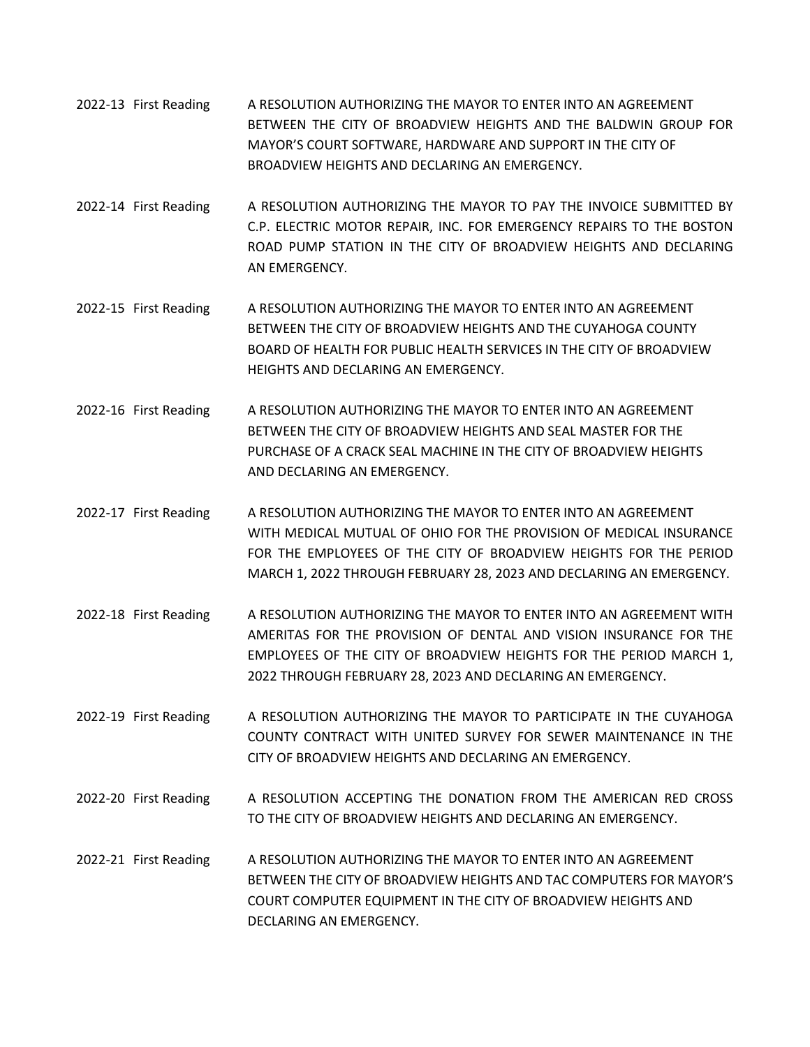2022-13 First Reading A RESOLUTION AUTHORIZING THE MAYOR TO ENTER INTO AN AGREEMENT BETWEEN THE CITY OF BROADVIEW HEIGHTS AND THE BALDWIN GROUP FOR MAYOR'S COURT SOFTWARE, HARDWARE AND SUPPORT IN THE CITY OF BROADVIEW HEIGHTS AND DECLARING AN EMERGENCY.

2022-14 First Reading A RESOLUTION AUTHORIZING THE MAYOR TO PAY THE INVOICE SUBMITTED BY C.P. ELECTRIC MOTOR REPAIR, INC. FOR EMERGENCY REPAIRS TO THE BOSTON ROAD PUMP STATION IN THE CITY OF BROADVIEW HEIGHTS AND DECLARING AN EMERGENCY.

2022-15 First Reading A RESOLUTION AUTHORIZING THE MAYOR TO ENTER INTO AN AGREEMENT BETWEEN THE CITY OF BROADVIEW HEIGHTS AND THE CUYAHOGA COUNTY BOARD OF HEALTH FOR PUBLIC HEALTH SERVICES IN THE CITY OF BROADVIEW HEIGHTS AND DECLARING AN EMERGENCY.

2022-16 First Reading A RESOLUTION AUTHORIZING THE MAYOR TO ENTER INTO AN AGREEMENT BETWEEN THE CITY OF BROADVIEW HEIGHTS AND SEAL MASTER FOR THE PURCHASE OF A CRACK SEAL MACHINE IN THE CITY OF BROADVIEW HEIGHTS AND DECLARING AN EMERGENCY.

2022-17 First Reading A RESOLUTION AUTHORIZING THE MAYOR TO ENTER INTO AN AGREEMENT WITH MEDICAL MUTUAL OF OHIO FOR THE PROVISION OF MEDICAL INSURANCE FOR THE EMPLOYEES OF THE CITY OF BROADVIEW HEIGHTS FOR THE PERIOD MARCH 1, 2022 THROUGH FEBRUARY 28, 2023 AND DECLARING AN EMERGENCY.

2022-18 First Reading A RESOLUTION AUTHORIZING THE MAYOR TO ENTER INTO AN AGREEMENT WITH AMERITAS FOR THE PROVISION OF DENTAL AND VISION INSURANCE FOR THE EMPLOYEES OF THE CITY OF BROADVIEW HEIGHTS FOR THE PERIOD MARCH 1, 2022 THROUGH FEBRUARY 28, 2023 AND DECLARING AN EMERGENCY.

2022-19 First Reading A RESOLUTION AUTHORIZING THE MAYOR TO PARTICIPATE IN THE CUYAHOGA COUNTY CONTRACT WITH UNITED SURVEY FOR SEWER MAINTENANCE IN THE CITY OF BROADVIEW HEIGHTS AND DECLARING AN EMERGENCY.

2022-20 First Reading A RESOLUTION ACCEPTING THE DONATION FROM THE AMERICAN RED CROSS TO THE CITY OF BROADVIEW HEIGHTS AND DECLARING AN EMERGENCY.

2022-21 First Reading A RESOLUTION AUTHORIZING THE MAYOR TO ENTER INTO AN AGREEMENT BETWEEN THE CITY OF BROADVIEW HEIGHTS AND TAC COMPUTERS FOR MAYOR'S COURT COMPUTER EQUIPMENT IN THE CITY OF BROADVIEW HEIGHTS AND DECLARING AN EMERGENCY.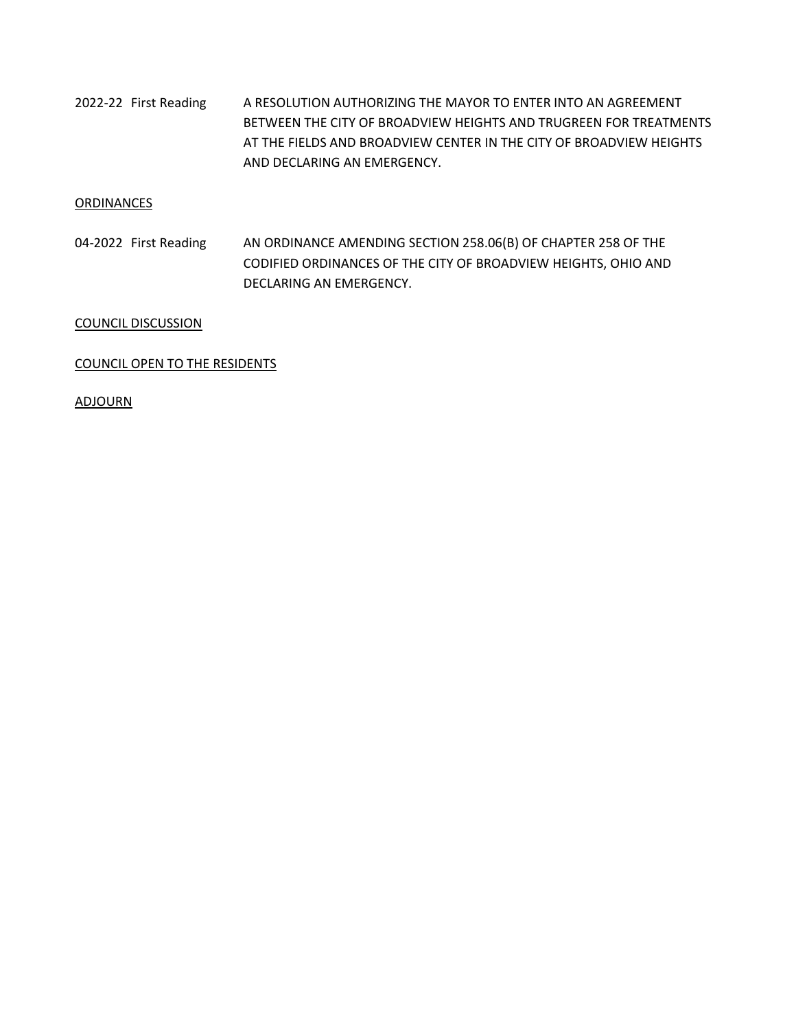2022-22 First Reading A RESOLUTION AUTHORIZING THE MAYOR TO ENTER INTO AN AGREEMENT BETWEEN THE CITY OF BROADVIEW HEIGHTS AND TRUGREEN FOR TREATMENTS AT THE FIELDS AND BROADVIEW CENTER IN THE CITY OF BROADVIEW HEIGHTS AND DECLARING AN EMERGENCY.

ORDINANCES

04-2022 First Reading AN ORDINANCE AMENDING SECTION 258.06(B) OF CHAPTER 258 OF THE CODIFIED ORDINANCES OF THE CITY OF BROADVIEW HEIGHTS, OHIO AND DECLARING AN EMERGENCY.

COUNCIL DISCUSSION

COUNCIL OPEN TO THE RESIDENTS

ADJOURN